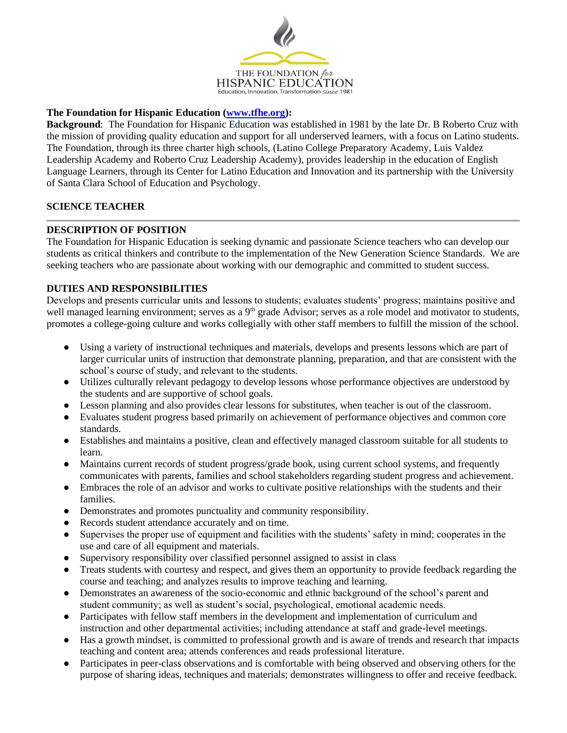THE FOUNDATION *for* HISPANIC EDUCATION
Education, Innovation, Transformation *since* 1981

**The Foundation for Hispanic Education ([www.tfhe.org](http://www.tfhe.org)):**

**Background**: The Foundation for Hispanic Education was established in 1981 by the late Dr. B Roberto Cruz with the mission of providing quality education and support for all underserved learners, with a focus on Latino students. The Foundation, through its three charter high schools, (Latino College Preparatory Academy, Luis Valdez Leadership Academy and Roberto Cruz Leadership Academy), provides leadership in the education of English Language Learners, through its Center for Latino Education and Innovation and its partnership with the University of Santa Clara School of Education and Psychology.

## SCIENCE TEACHER

---

### DESCRIPTION OF POSITION

The Foundation for Hispanic Education is seeking dynamic and passionate Science teachers who can develop our students as critical thinkers and contribute to the implementation of the New Generation Science Standards. We are seeking teachers who are passionate about working with our demographic and committed to student success.

### DUTIES AND RESPONSIBILITIES

Develops and presents curricular units and lessons to students; evaluates students' progress; maintains positive and well managed learning environment; serves as a 9th grade Advisor; serves as a role model and motivator to students, promotes a college-going culture and works collegially with other staff members to fulfill the mission of the school.

- Using a variety of instructional techniques and materials, develops and presents lessons which are part of larger curricular units of instruction that demonstrate planning, preparation, and that are consistent with the school's course of study, and relevant to the students.
- Utilizes culturally relevant pedagogy to develop lessons whose performance objectives are understood by the students and are supportive of school goals.
- Lesson planning and also provides clear lessons for substitutes, when teacher is out of the classroom.
- Evaluates student progress based primarily on achievement of performance objectives and common core standards.
- Establishes and maintains a positive, clean and effectively managed classroom suitable for all students to learn.
- Maintains current records of student progress/grade book, using current school systems, and frequently communicates with parents, families and school stakeholders regarding student progress and achievement.
- Embraces the role of an advisor and works to cultivate positive relationships with the students and their families.
- Demonstrates and promotes punctuality and community responsibility.
- Records student attendance accurately and on time.
- Supervises the proper use of equipment and facilities with the students' safety in mind; cooperates in the use and care of all equipment and materials.
- Supervisory responsibility over classified personnel assigned to assist in class
- Treats students with courtesy and respect, and gives them an opportunity to provide feedback regarding the course and teaching; and analyzes results to improve teaching and learning.
- Demonstrates an awareness of the socio-economic and ethnic background of the school's parent and student community; as well as student's social, psychological, emotional academic needs.
- Participates with fellow staff members in the development and implementation of curriculum and instruction and other departmental activities; including attendance at staff and grade-level meetings.
- Has a growth mindset, is committed to professional growth and is aware of trends and research that impacts teaching and content area; attends conferences and reads professional literature.
- Participates in peer-class observations and is comfortable with being observed and observing others for the purpose of sharing ideas, techniques and materials; demonstrates willingness to offer and receive feedback.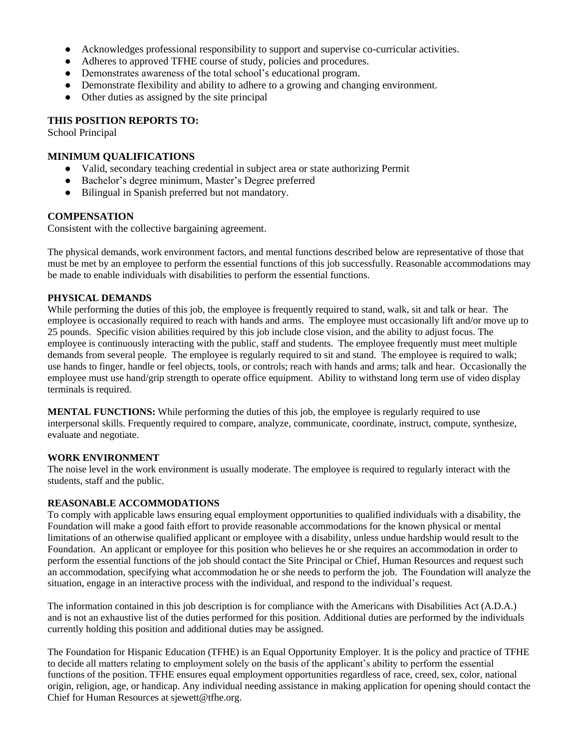- Acknowledges professional responsibility to support and supervise co-curricular activities.
- Adheres to approved TFHE course of study, policies and procedures.
- Demonstrates awareness of the total school's educational program.
- Demonstrate flexibility and ability to adhere to a growing and changing environment.
- Other duties as assigned by the site principal

**THIS POSITION REPORTS TO:**
School Principal

**MINIMUM QUALIFICATIONS**

- Valid, secondary teaching credential in subject area or state authorizing Permit
- Bachelor's degree minimum, Master's Degree preferred
- Bilingual in Spanish preferred but not mandatory.

**COMPENSATION**
Consistent with the collective bargaining agreement.

The physical demands, work environment factors, and mental functions described below are representative of those that must be met by an employee to perform the essential functions of this job successfully. Reasonable accommodations may be made to enable individuals with disabilities to perform the essential functions.

**PHYSICAL DEMANDS**
While performing the duties of this job, the employee is frequently required to stand, walk, sit and talk or hear. The employee is occasionally required to reach with hands and arms. The employee must occasionally lift and/or move up to 25 pounds. Specific vision abilities required by this job include close vision, and the ability to adjust focus. The employee is continuously interacting with the public, staff and students. The employee frequently must meet multiple demands from several people. The employee is regularly required to sit and stand. The employee is required to walk; use hands to finger, handle or feel objects, tools, or controls; reach with hands and arms; talk and hear. Occasionally the employee must use hand/grip strength to operate office equipment. Ability to withstand long term use of video display terminals is required.

**MENTAL FUNCTIONS:** While performing the duties of this job, the employee is regularly required to use interpersonal skills. Frequently required to compare, analyze, communicate, coordinate, instruct, compute, synthesize, evaluate and negotiate.

**WORK ENVIRONMENT**
The noise level in the work environment is usually moderate. The employee is required to regularly interact with the students, staff and the public.

**REASONABLE ACCOMMODATIONS**
To comply with applicable laws ensuring equal employment opportunities to qualified individuals with a disability, the Foundation will make a good faith effort to provide reasonable accommodations for the known physical or mental limitations of an otherwise qualified applicant or employee with a disability, unless undue hardship would result to the Foundation. An applicant or employee for this position who believes he or she requires an accommodation in order to perform the essential functions of the job should contact the Site Principal or Chief, Human Resources and request such an accommodation, specifying what accommodation he or she needs to perform the job. The Foundation will analyze the situation, engage in an interactive process with the individual, and respond to the individual's request.

The information contained in this job description is for compliance with the Americans with Disabilities Act (A.D.A.) and is not an exhaustive list of the duties performed for this position. Additional duties are performed by the individuals currently holding this position and additional duties may be assigned.

The Foundation for Hispanic Education (TFHE) is an Equal Opportunity Employer. It is the policy and practice of TFHE to decide all matters relating to employment solely on the basis of the applicant's ability to perform the essential functions of the position. TFHE ensures equal employment opportunities regardless of race, creed, sex, color, national origin, religion, age, or handicap. Any individual needing assistance in making application for opening should contact the Chief for Human Resources at sjewett@tfhe.org.